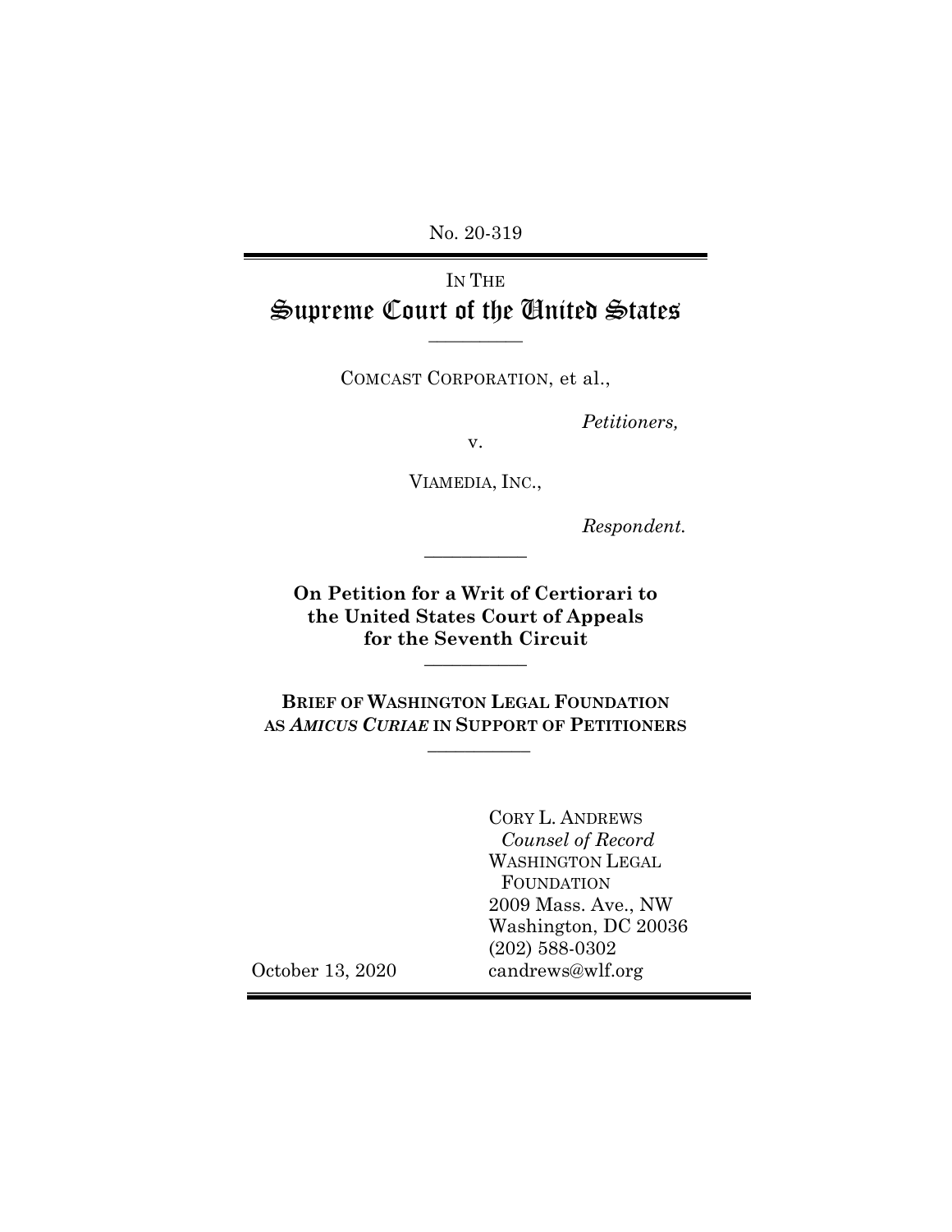No. 20-319

IN THE

# Supreme Court of the United States

---

COMCAST CORPORATION, et al.,

*Petitioners,*

v.

VIAMEDIA, INC.,

*Respondent.*

---

**On Petition for a Writ of Certiorari to the United States Court of Appeals for the Seventh Circuit**

---

**BRIEF OF WASHINGTON LEGAL FOUNDATION AS *AMICUS CURIAE* IN SUPPORT OF PETITIONERS**

---

CORY L. ANDREWS
*Counsel of Record*
WASHINGTON LEGAL FOUNDATION
2009 Mass. Ave., NW
Washington, DC 20036
(202) 588-0302
candrews@wlf.org

October 13, 2020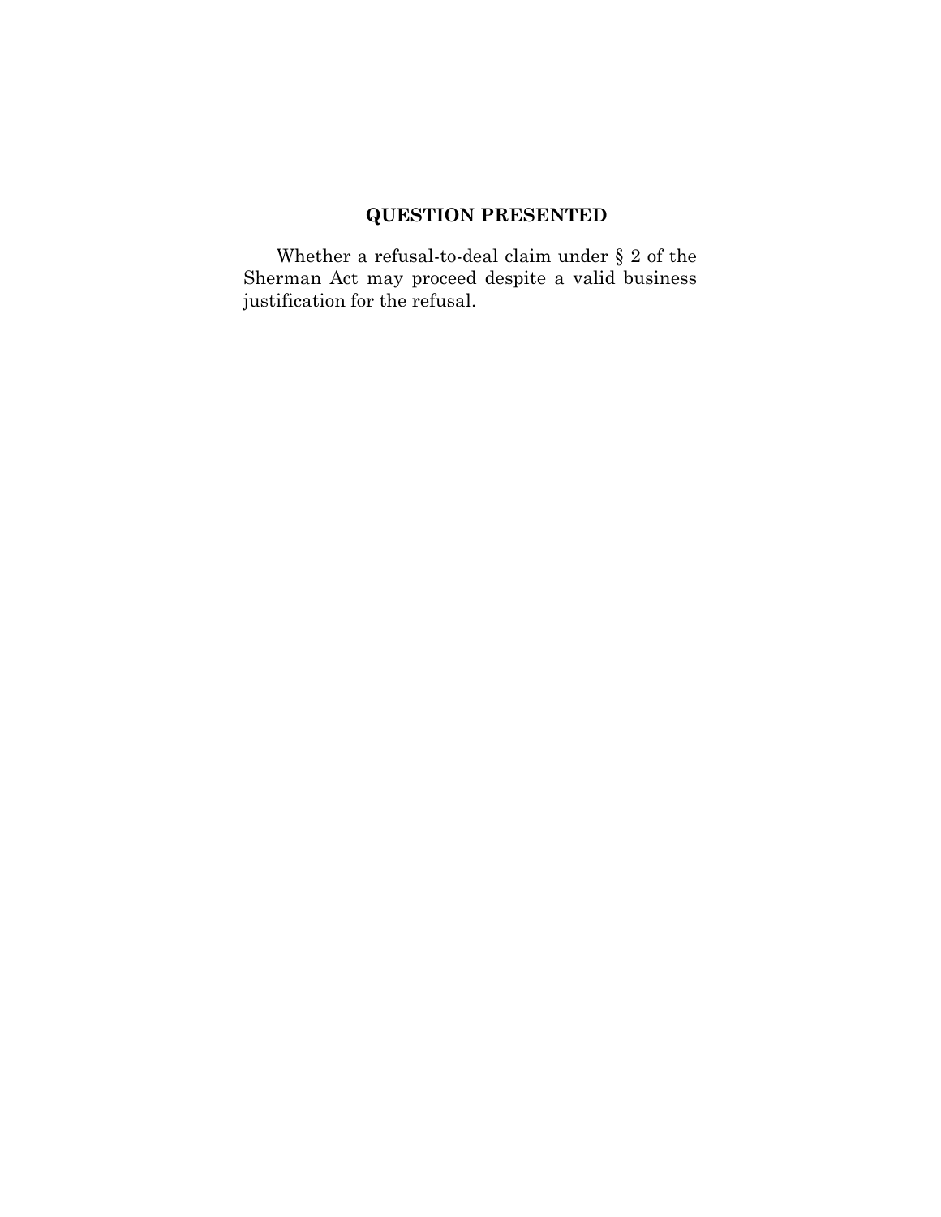## QUESTION PRESENTED

Whether a refusal-to-deal claim under § 2 of the Sherman Act may proceed despite a valid business justification for the refusal.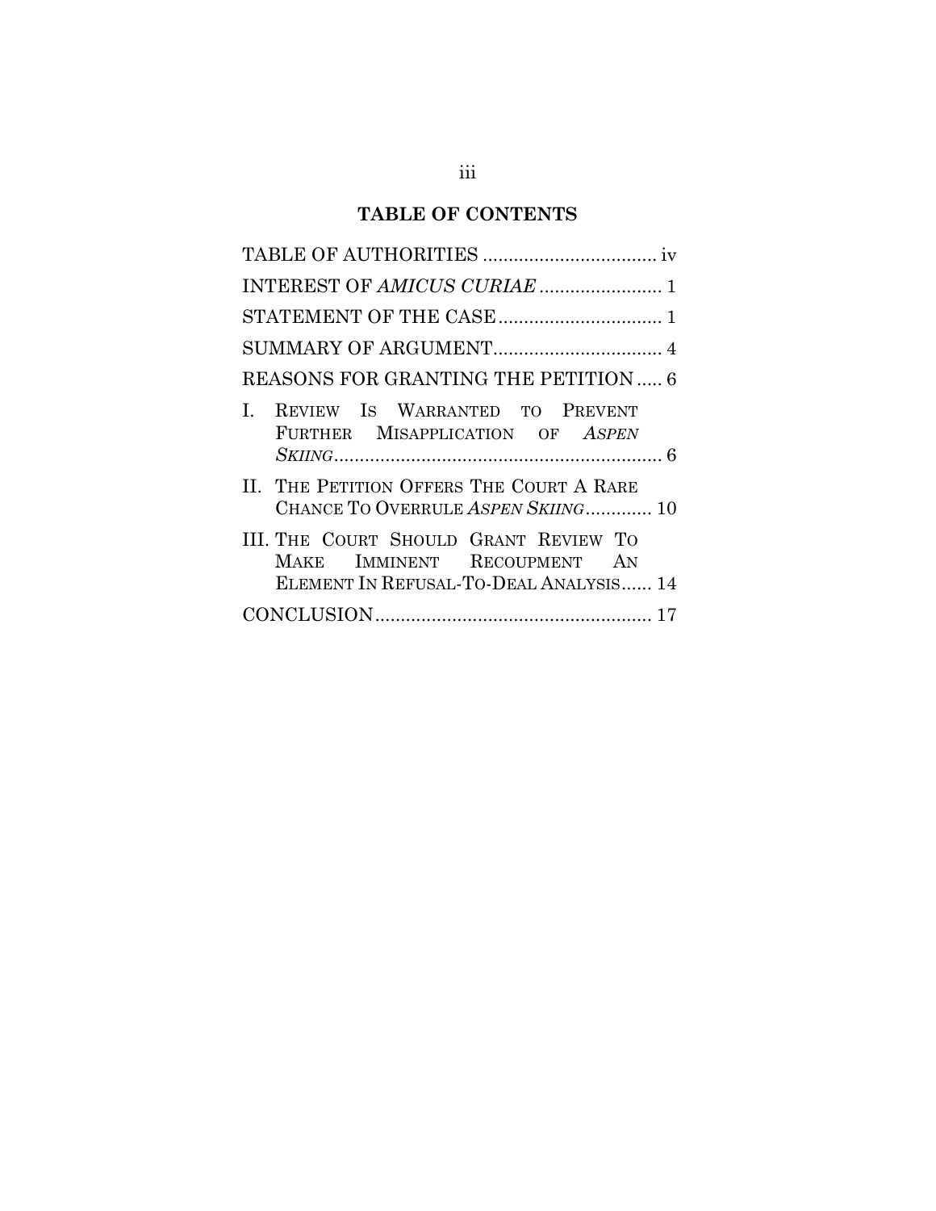## TABLE OF CONTENTS

TABLE OF AUTHORITIES .................................. iv

INTEREST OF *AMICUS CURIAE* ........................ 1

STATEMENT OF THE CASE ................................ 1

SUMMARY OF ARGUMENT ................................. 4

REASONS FOR GRANTING THE PETITION ..... 6

I. REVIEW IS WARRANTED TO PREVENT FURTHER MISAPPLICATION OF *ASPEN SKIING* ................................................................ 6

II. THE PETITION OFFERS THE COURT A RARE CHANCE TO OVERRULE *ASPEN SKIING* ............. 10

III. THE COURT SHOULD GRANT REVIEW TO MAKE IMMINENT RECOUPMENT AN ELEMENT IN REFUSAL-TO-DEAL ANALYSIS ...... 14

CONCLUSION ..................................................... 17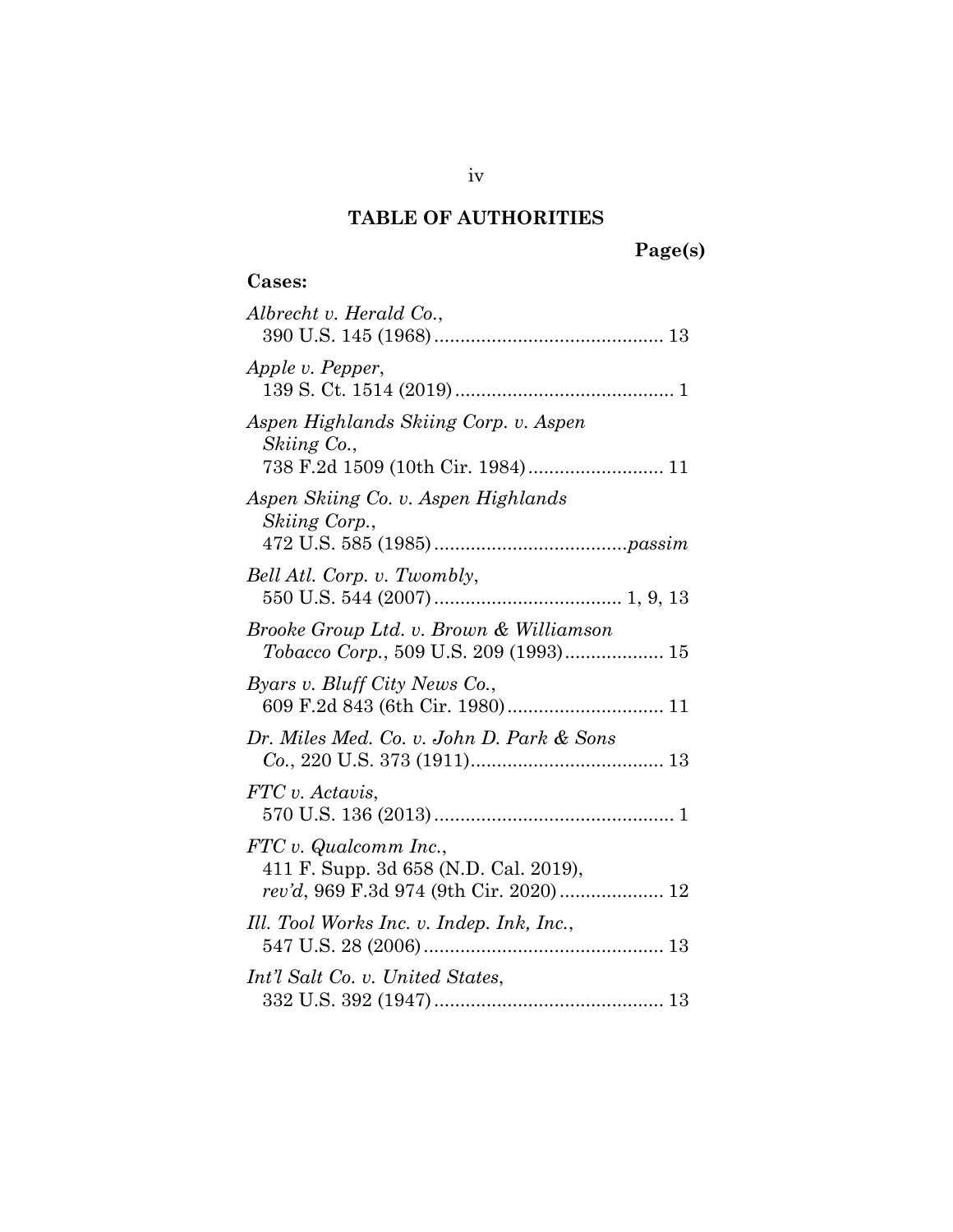# TABLE OF AUTHORITIES

**Page(s)**

**Cases:**

*Albrecht v. Herald Co.*,
390 U.S. 145 (1968) ........................................... 13

*Apple v. Pepper*,
139 S. Ct. 1514 (2019) .......................................... 1

*Aspen Highlands Skiing Corp. v. Aspen Skiing Co.*,
738 F.2d 1509 (10th Cir. 1984) ......................... 11

*Aspen Skiing Co. v. Aspen Highlands Skiing Corp.*,
472 U.S. 585 (1985) ....................................*passim*

*Bell Atl. Corp. v. Twombly*,
550 U.S. 544 (2007) ................................... 1, 9, 13

*Brooke Group Ltd. v. Brown & Williamson Tobacco Corp.*, 509 U.S. 209 (1993).................. 15

*Byars v. Bluff City News Co.*,
609 F.2d 843 (6th Cir. 1980) ............................. 11

*Dr. Miles Med. Co. v. John D. Park & Sons Co.*, 220 U.S. 373 (1911)..................................... 13

*FTC v. Actavis*,
570 U.S. 136 (2013) .............................................. 1

*FTC v. Qualcomm Inc.*,
411 F. Supp. 3d 658 (N.D. Cal. 2019),
*rev'd*, 969 F.3d 974 (9th Cir. 2020) .................... 12

*Ill. Tool Works Inc. v. Indep. Ink, Inc.*,
547 U.S. 28 (2006) .............................................. 13

*Int'l Salt Co. v. United States*,
332 U.S. 392 (1947) ............................................ 13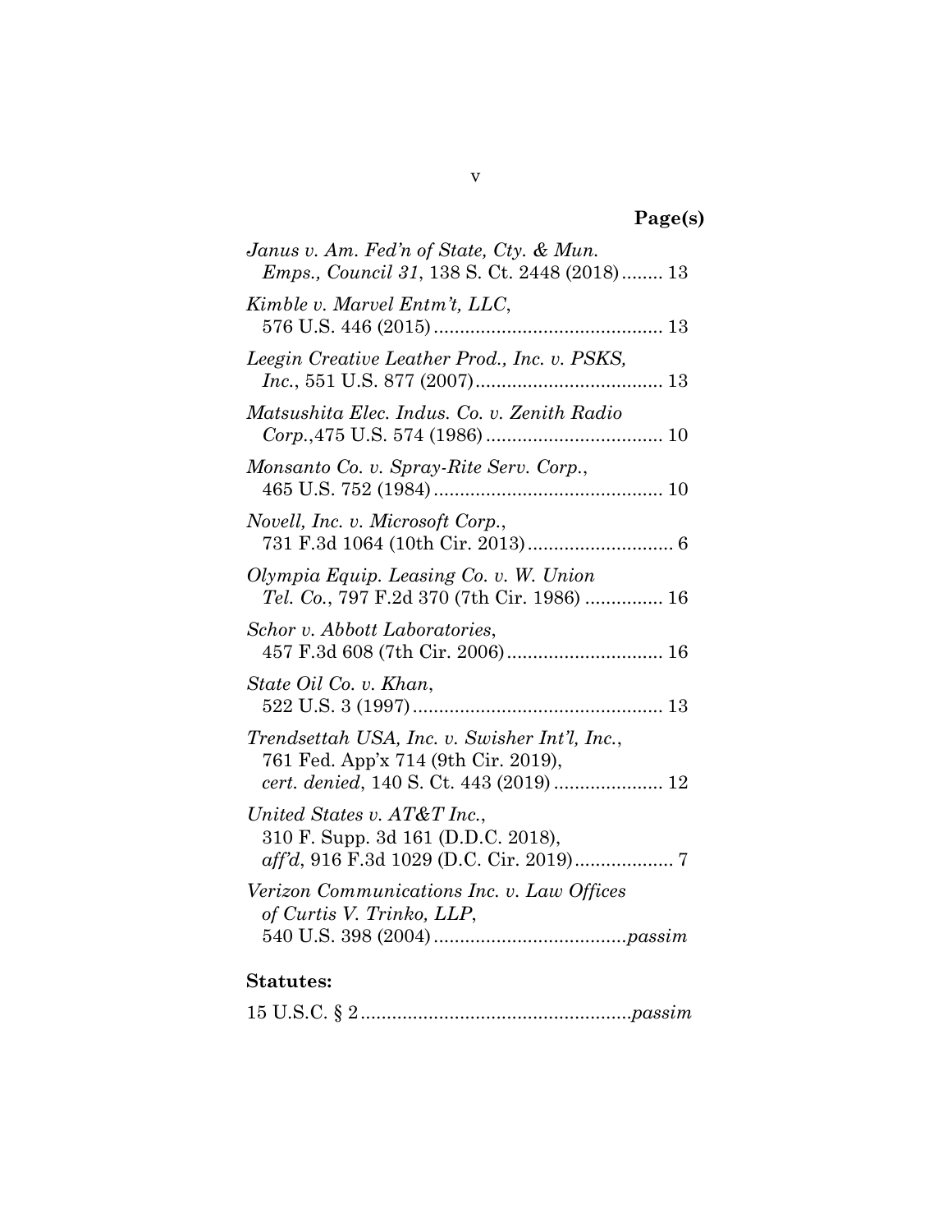**Page(s)**

*Janus v. Am. Fed'n of State, Cty. & Mun. Emps., Council 31*, 138 S. Ct. 2448 (2018)........ 13

*Kimble v. Marvel Entm't, LLC*, 576 U.S. 446 (2015)........................................... 13

*Leegin Creative Leather Prod., Inc. v. PSKS, Inc.*, 551 U.S. 877 (2007).................................... 13

*Matsushita Elec. Indus. Co. v. Zenith Radio Corp.*,475 U.S. 574 (1986).................................. 10

*Monsanto Co. v. Spray-Rite Serv. Corp.*, 465 U.S. 752 (1984)........................................... 10

*Novell, Inc. v. Microsoft Corp.*, 731 F.3d 1064 (10th Cir. 2013)............................ 6

*Olympia Equip. Leasing Co. v. W. Union Tel. Co.*, 797 F.2d 370 (7th Cir. 1986) ............... 16

*Schor v. Abbott Laboratories*, 457 F.3d 608 (7th Cir. 2006).............................. 16

*State Oil Co. v. Khan*, 522 U.S. 3 (1997)................................................ 13

*Trendsettah USA, Inc. v. Swisher Int'l, Inc.*, 761 Fed. App'x 714 (9th Cir. 2019), *cert. denied*, 140 S. Ct. 443 (2019)..................... 12

*United States v. AT&T Inc.*, 310 F. Supp. 3d 161 (D.D.C. 2018), *aff'd*, 916 F.3d 1029 (D.C. Cir. 2019)................... 7

*Verizon Communications Inc. v. Law Offices of Curtis V. Trinko, LLP*, 540 U.S. 398 (2004)....................................*passim*

**Statutes:**

15 U.S.C. § 2....................................................*passim*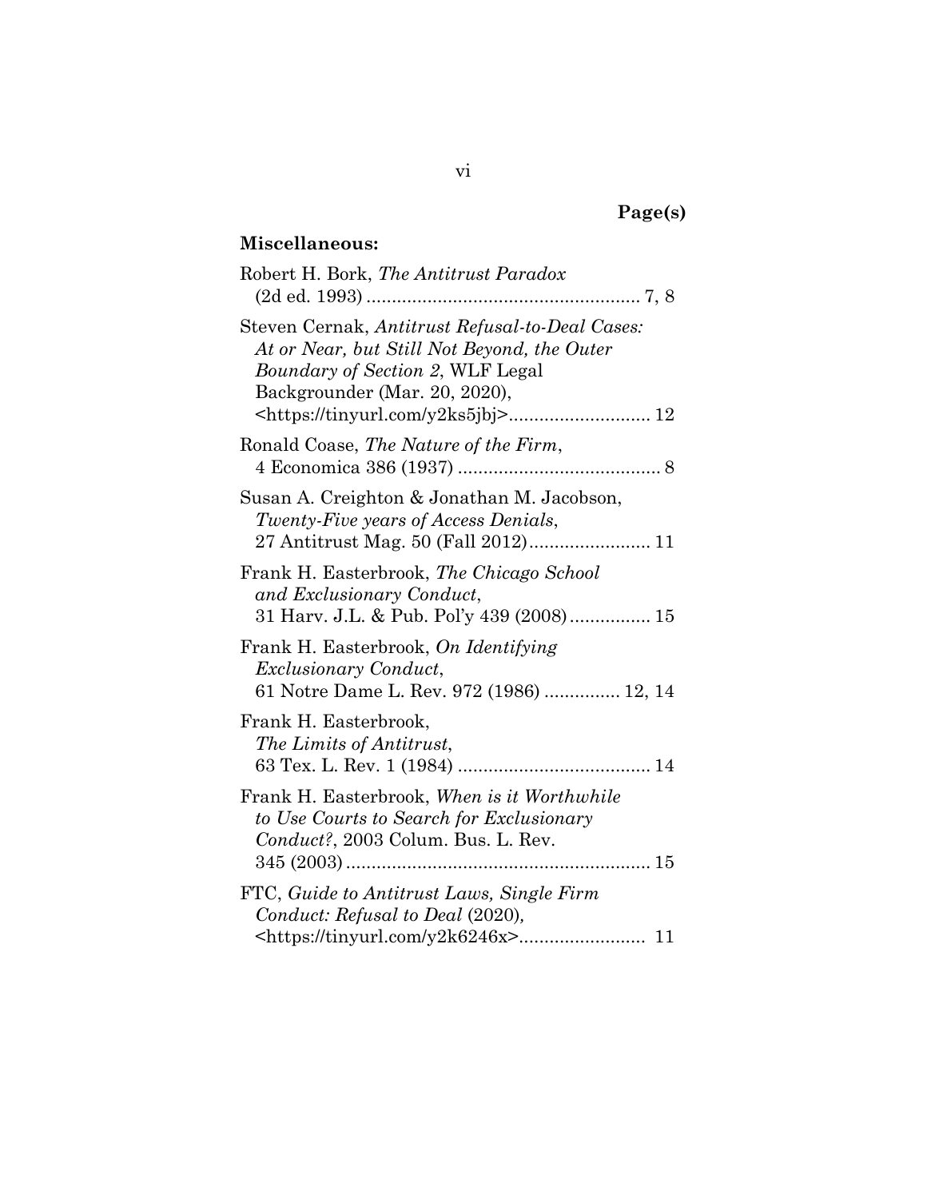**Page(s)**

**Miscellaneous:**

Robert H. Bork, *The Antitrust Paradox* (2d ed. 1993) ...................................................... 7, 8

Steven Cernak, *Antitrust Refusal-to-Deal Cases: At or Near, but Still Not Beyond, the Outer Boundary of Section 2*, WLF Legal Backgrounder (Mar. 20, 2020), <https://tinyurl.com/y2ks5jbj>............................ 12

Ronald Coase, *The Nature of the Firm*, 4 Economica 386 (1937) ........................................ 8

Susan A. Creighton & Jonathan M. Jacobson, *Twenty-Five years of Access Denials*, 27 Antitrust Mag. 50 (Fall 2012)........................ 11

Frank H. Easterbrook, *The Chicago School and Exclusionary Conduct*, 31 Harv. J.L. & Pub. Pol'y 439 (2008)................ 15

Frank H. Easterbrook, *On Identifying Exclusionary Conduct*, 61 Notre Dame L. Rev. 972 (1986) ............... 12, 14

Frank H. Easterbrook, *The Limits of Antitrust*, 63 Tex. L. Rev. 1 (1984) ...................................... 14

Frank H. Easterbrook, *When is it Worthwhile to Use Courts to Search for Exclusionary Conduct?*, 2003 Colum. Bus. L. Rev. 345 (2003)............................................................ 15

FTC, *Guide to Antitrust Laws, Single Firm Conduct: Refusal to Deal* (2020), <https://tinyurl.com/y2k6246x>......................... 11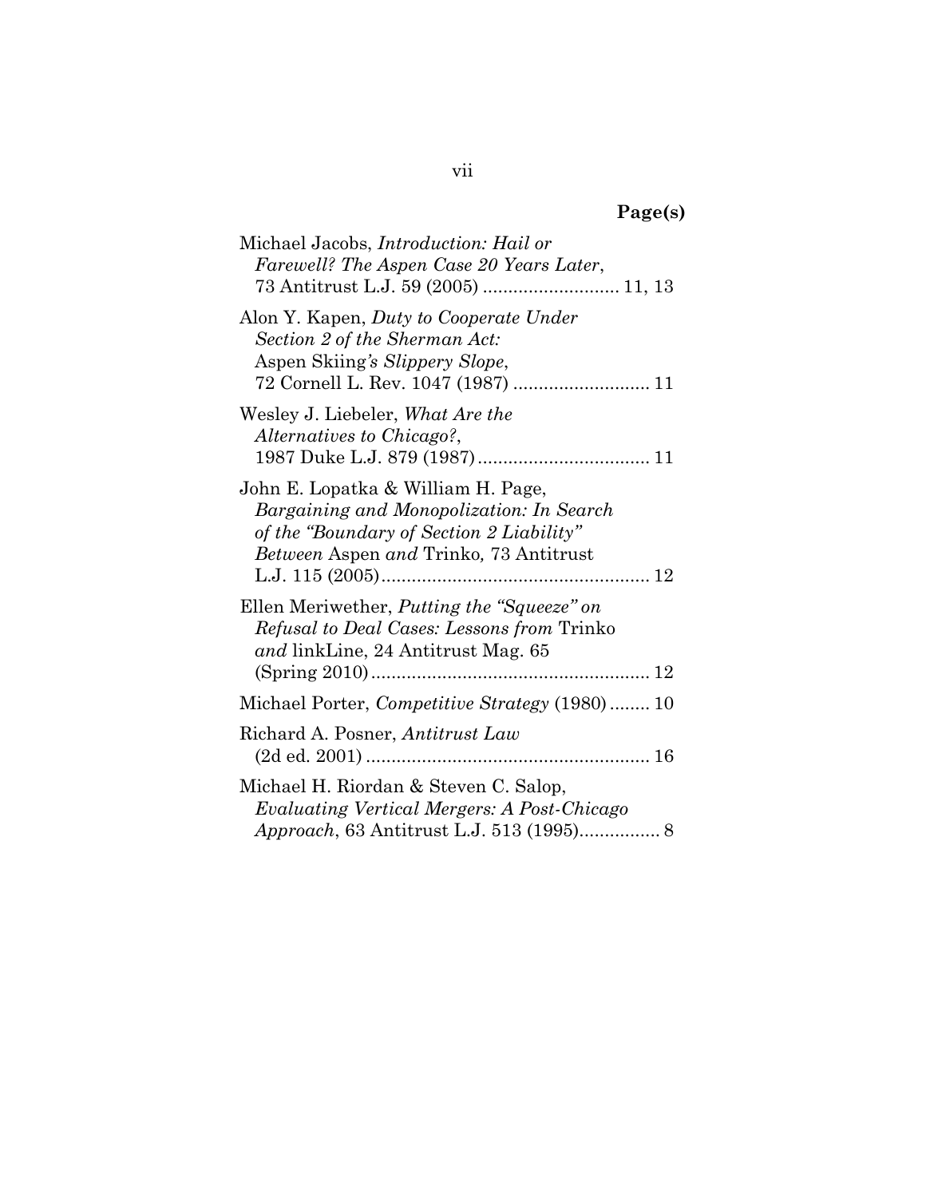**Page(s)**

Michael Jacobs, *Introduction: Hail or Farewell? The Aspen Case 20 Years Later*, 73 Antitrust L.J. 59 (2005) .......................... 11, 13

Alon Y. Kapen, *Duty to Cooperate Under Section 2 of the Sherman Act:* Aspen Skiing*'s Slippery Slope*, 72 Cornell L. Rev. 1047 (1987) .......................... 11

Wesley J. Liebeler, *What Are the Alternatives to Chicago?*, 1987 Duke L.J. 879 (1987) .................................. 11

John E. Lopatka & William H. Page, *Bargaining and Monopolization: In Search of the "Boundary of Section 2 Liability" Between* Aspen *and* Trinko*,* 73 Antitrust L.J. 115 (2005) ..................................................... 12

Ellen Meriwether, *Putting the "Squeeze" on Refusal to Deal Cases: Lessons from* Trinko *and* linkLine, 24 Antitrust Mag. 65 (Spring 2010) ....................................................... 12

Michael Porter, *Competitive Strategy* (1980) ........ 10

Richard A. Posner, *Antitrust Law* (2d ed. 2001) ........................................................ 16

Michael H. Riordan & Steven C. Salop, *Evaluating Vertical Mergers: A Post-Chicago Approach*, 63 Antitrust L.J. 513 (1995)................ 8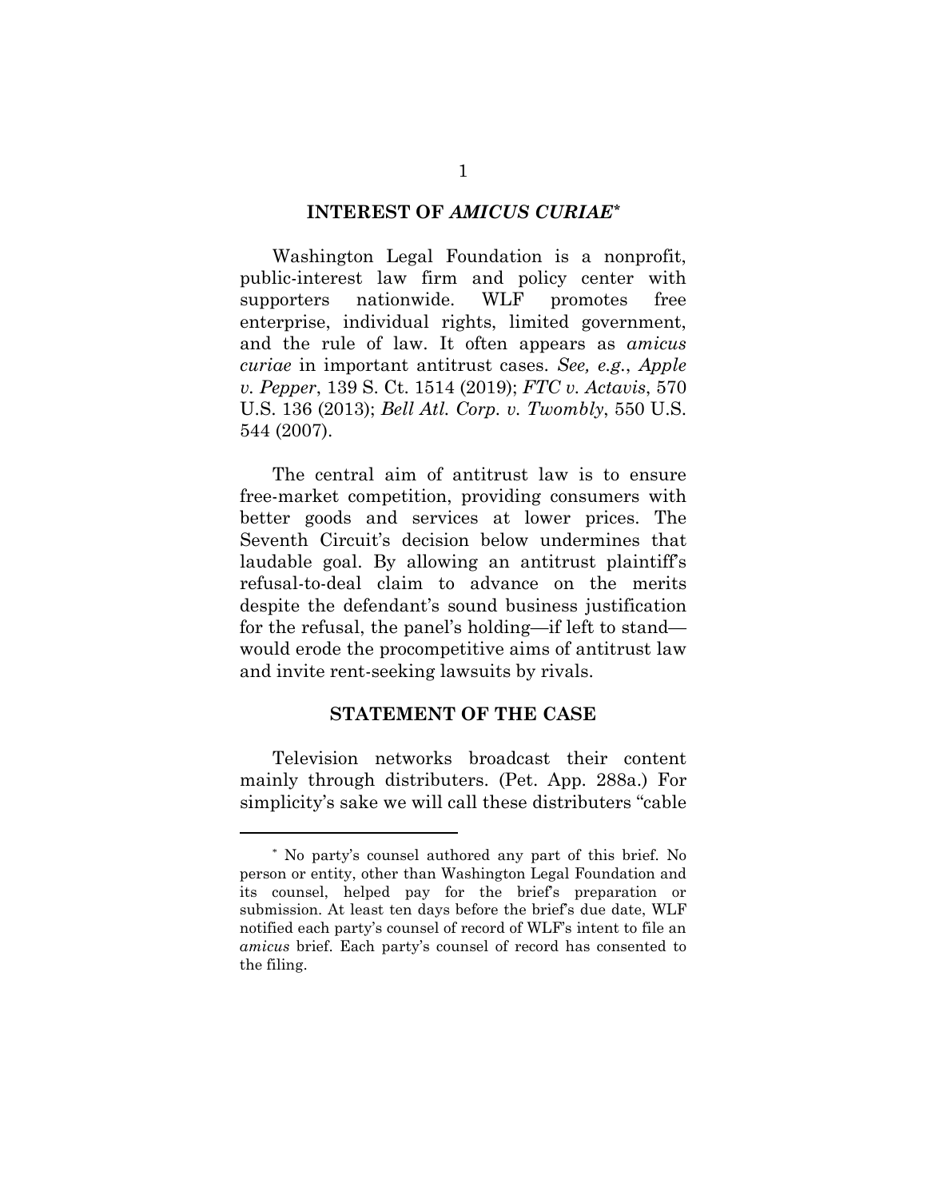## INTEREST OF *AMICUS CURIAE*[*]

Washington Legal Foundation is a nonprofit, public-interest law firm and policy center with supporters nationwide. WLF promotes free enterprise, individual rights, limited government, and the rule of law. It often appears as *amicus curiae* in important antitrust cases. *See, e.g.*, *Apple v. Pepper*, 139 S. Ct. 1514 (2019); *FTC v. Actavis*, 570 U.S. 136 (2013); *Bell Atl. Corp. v. Twombly*, 550 U.S. 544 (2007).

The central aim of antitrust law is to ensure free-market competition, providing consumers with better goods and services at lower prices. The Seventh Circuit's decision below undermines that laudable goal. By allowing an antitrust plaintiff's refusal-to-deal claim to advance on the merits despite the defendant's sound business justification for the refusal, the panel's holding—if left to stand—would erode the procompetitive aims of antitrust law and invite rent-seeking lawsuits by rivals.

## STATEMENT OF THE CASE

Television networks broadcast their content mainly through distributers. (Pet. App. 288a.) For simplicity's sake we will call these distributers "cable

[*] No party's counsel authored any part of this brief. No person or entity, other than Washington Legal Foundation and its counsel, helped pay for the brief's preparation or submission. At least ten days before the brief's due date, WLF notified each party's counsel of record of WLF's intent to file an *amicus* brief. Each party's counsel of record has consented to the filing.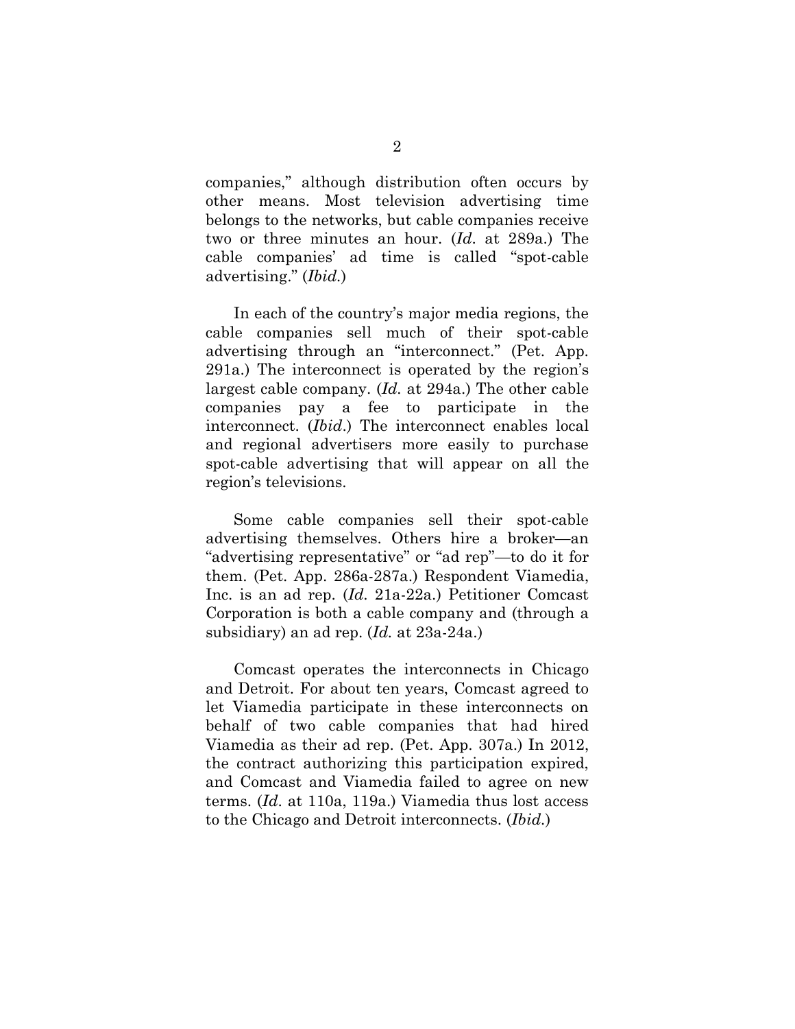companies," although distribution often occurs by other means. Most television advertising time belongs to the networks, but cable companies receive two or three minutes an hour. (*Id.* at 289a.) The cable companies' ad time is called "spot-cable advertising." (*Ibid.*)

In each of the country's major media regions, the cable companies sell much of their spot-cable advertising through an "interconnect." (Pet. App. 291a.) The interconnect is operated by the region's largest cable company. (*Id.* at 294a.) The other cable companies pay a fee to participate in the interconnect. (*Ibid*.) The interconnect enables local and regional advertisers more easily to purchase spot-cable advertising that will appear on all the region's televisions.

Some cable companies sell their spot-cable advertising themselves. Others hire a broker—an "advertising representative" or "ad rep"—to do it for them. (Pet. App. 286a-287a.) Respondent Viamedia, Inc. is an ad rep. (*Id.* 21a-22a.) Petitioner Comcast Corporation is both a cable company and (through a subsidiary) an ad rep. (*Id.* at 23a-24a.)

Comcast operates the interconnects in Chicago and Detroit. For about ten years, Comcast agreed to let Viamedia participate in these interconnects on behalf of two cable companies that had hired Viamedia as their ad rep. (Pet. App. 307a.) In 2012, the contract authorizing this participation expired, and Comcast and Viamedia failed to agree on new terms. (*Id.* at 110a, 119a.) Viamedia thus lost access to the Chicago and Detroit interconnects. (*Ibid.*)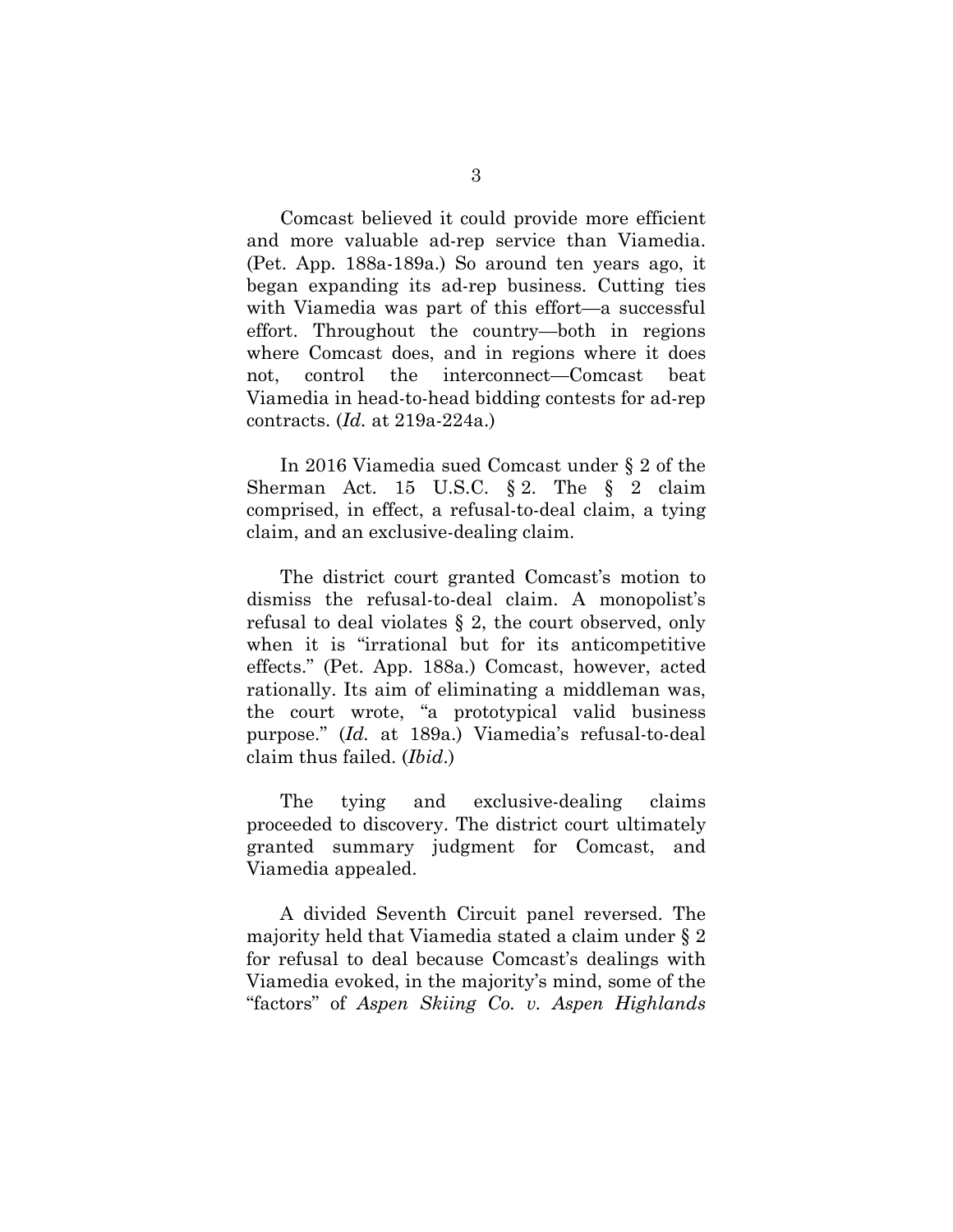Comcast believed it could provide more efficient and more valuable ad-rep service than Viamedia. (Pet. App. 188a-189a.) So around ten years ago, it began expanding its ad-rep business. Cutting ties with Viamedia was part of this effort—a successful effort. Throughout the country—both in regions where Comcast does, and in regions where it does not, control the interconnect—Comcast beat Viamedia in head-to-head bidding contests for ad-rep contracts. (*Id.* at 219a-224a.)

In 2016 Viamedia sued Comcast under § 2 of the Sherman Act. 15 U.S.C. § 2. The § 2 claim comprised, in effect, a refusal-to-deal claim, a tying claim, and an exclusive-dealing claim.

The district court granted Comcast's motion to dismiss the refusal-to-deal claim. A monopolist's refusal to deal violates § 2, the court observed, only when it is "irrational but for its anticompetitive effects." (Pet. App. 188a.) Comcast, however, acted rationally. Its aim of eliminating a middleman was, the court wrote, "a prototypical valid business purpose." (*Id.* at 189a.) Viamedia's refusal-to-deal claim thus failed. (*Ibid*.)

The tying and exclusive-dealing claims proceeded to discovery. The district court ultimately granted summary judgment for Comcast, and Viamedia appealed.

A divided Seventh Circuit panel reversed. The majority held that Viamedia stated a claim under § 2 for refusal to deal because Comcast's dealings with Viamedia evoked, in the majority's mind, some of the "factors" of *Aspen Skiing Co. v. Aspen Highlands*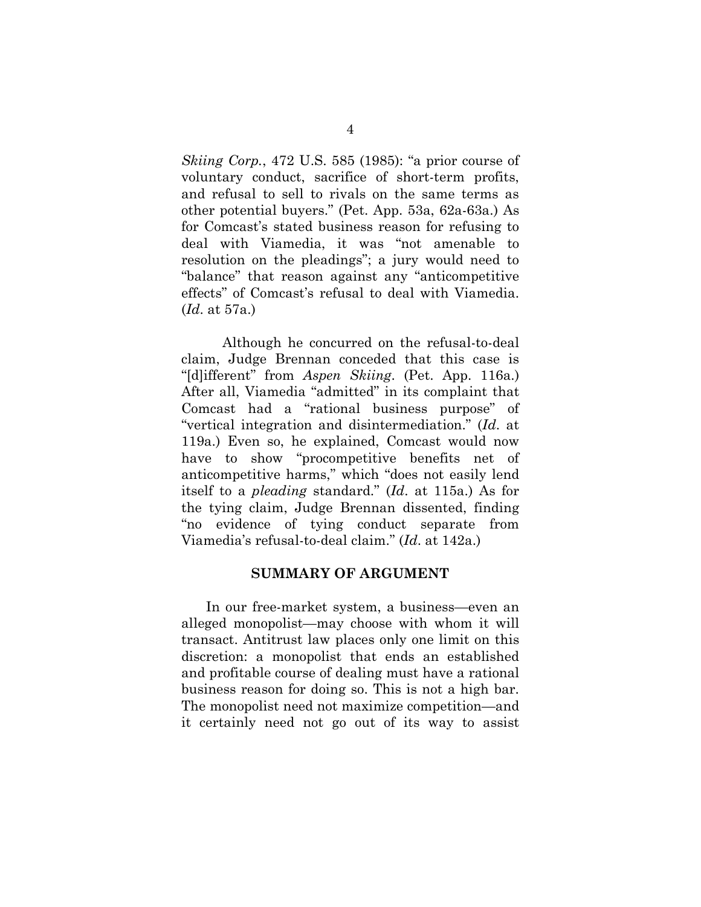*Skiing Corp.*, 472 U.S. 585 (1985): "a prior course of voluntary conduct, sacrifice of short-term profits, and refusal to sell to rivals on the same terms as other potential buyers." (Pet. App. 53a, 62a-63a.) As for Comcast's stated business reason for refusing to deal with Viamedia, it was "not amenable to resolution on the pleadings"; a jury would need to "balance" that reason against any "anticompetitive effects" of Comcast's refusal to deal with Viamedia. (*Id.* at 57a.)

Although he concurred on the refusal-to-deal claim, Judge Brennan conceded that this case is "[d]ifferent" from *Aspen Skiing*. (Pet. App. 116a.) After all, Viamedia "admitted" in its complaint that Comcast had a "rational business purpose" of "vertical integration and disintermediation." (*Id.* at 119a.) Even so, he explained, Comcast would now have to show "procompetitive benefits net of anticompetitive harms," which "does not easily lend itself to a *pleading* standard." (*Id.* at 115a.) As for the tying claim, Judge Brennan dissented, finding "no evidence of tying conduct separate from Viamedia's refusal-to-deal claim." (*Id.* at 142a.)

## SUMMARY OF ARGUMENT

In our free-market system, a business—even an alleged monopolist—may choose with whom it will transact. Antitrust law places only one limit on this discretion: a monopolist that ends an established and profitable course of dealing must have a rational business reason for doing so. This is not a high bar. The monopolist need not maximize competition—and it certainly need not go out of its way to assist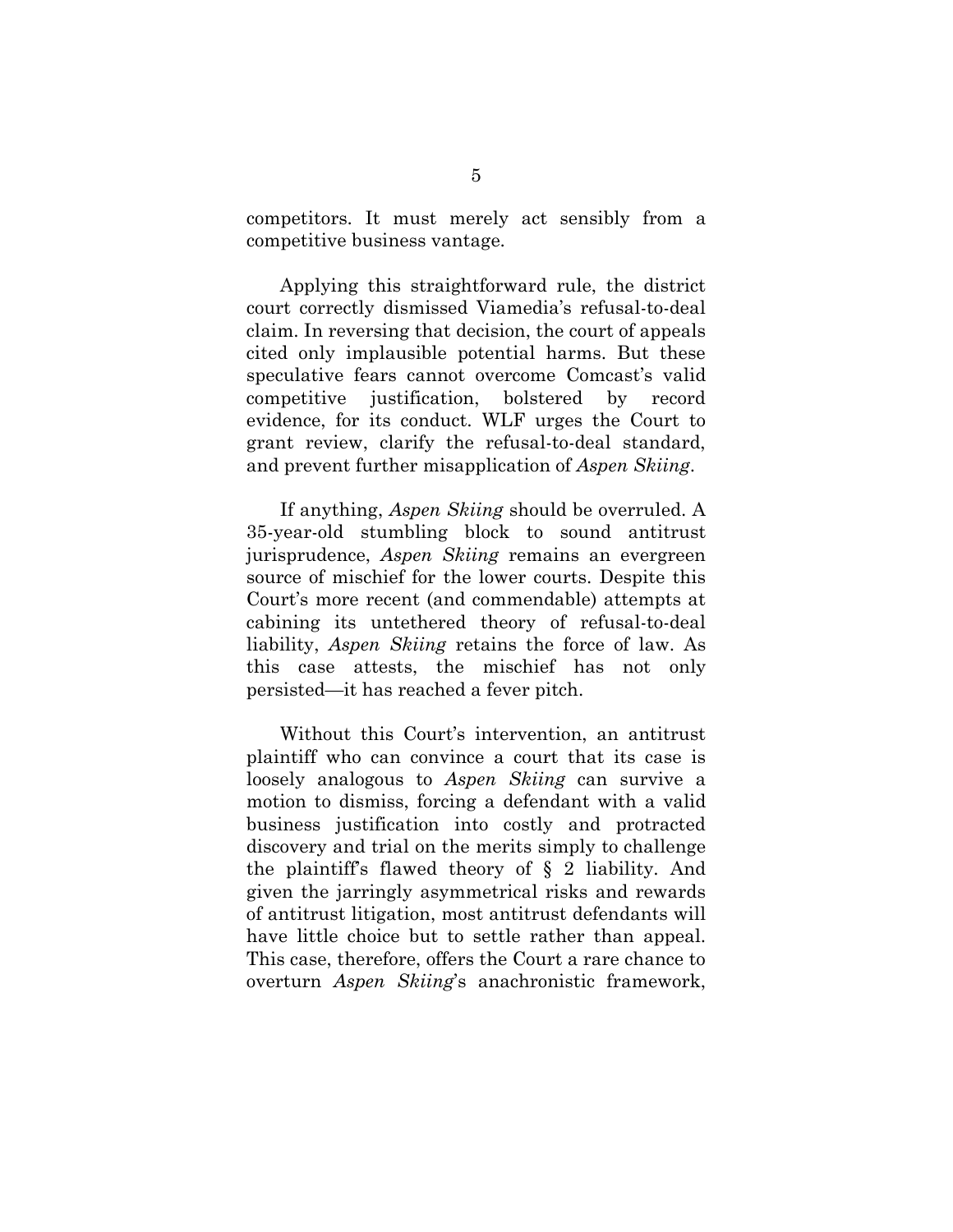competitors. It must merely act sensibly from a competitive business vantage.

Applying this straightforward rule, the district court correctly dismissed Viamedia's refusal-to-deal claim. In reversing that decision, the court of appeals cited only implausible potential harms. But these speculative fears cannot overcome Comcast's valid competitive justification, bolstered by record evidence, for its conduct. WLF urges the Court to grant review, clarify the refusal-to-deal standard, and prevent further misapplication of *Aspen Skiing*.

If anything, *Aspen Skiing* should be overruled. A 35-year-old stumbling block to sound antitrust jurisprudence, *Aspen Skiing* remains an evergreen source of mischief for the lower courts. Despite this Court's more recent (and commendable) attempts at cabining its untethered theory of refusal-to-deal liability, *Aspen Skiing* retains the force of law. As this case attests, the mischief has not only persisted—it has reached a fever pitch.

Without this Court's intervention, an antitrust plaintiff who can convince a court that its case is loosely analogous to *Aspen Skiing* can survive a motion to dismiss, forcing a defendant with a valid business justification into costly and protracted discovery and trial on the merits simply to challenge the plaintiff's flawed theory of § 2 liability. And given the jarringly asymmetrical risks and rewards of antitrust litigation, most antitrust defendants will have little choice but to settle rather than appeal. This case, therefore, offers the Court a rare chance to overturn *Aspen Skiing*'s anachronistic framework,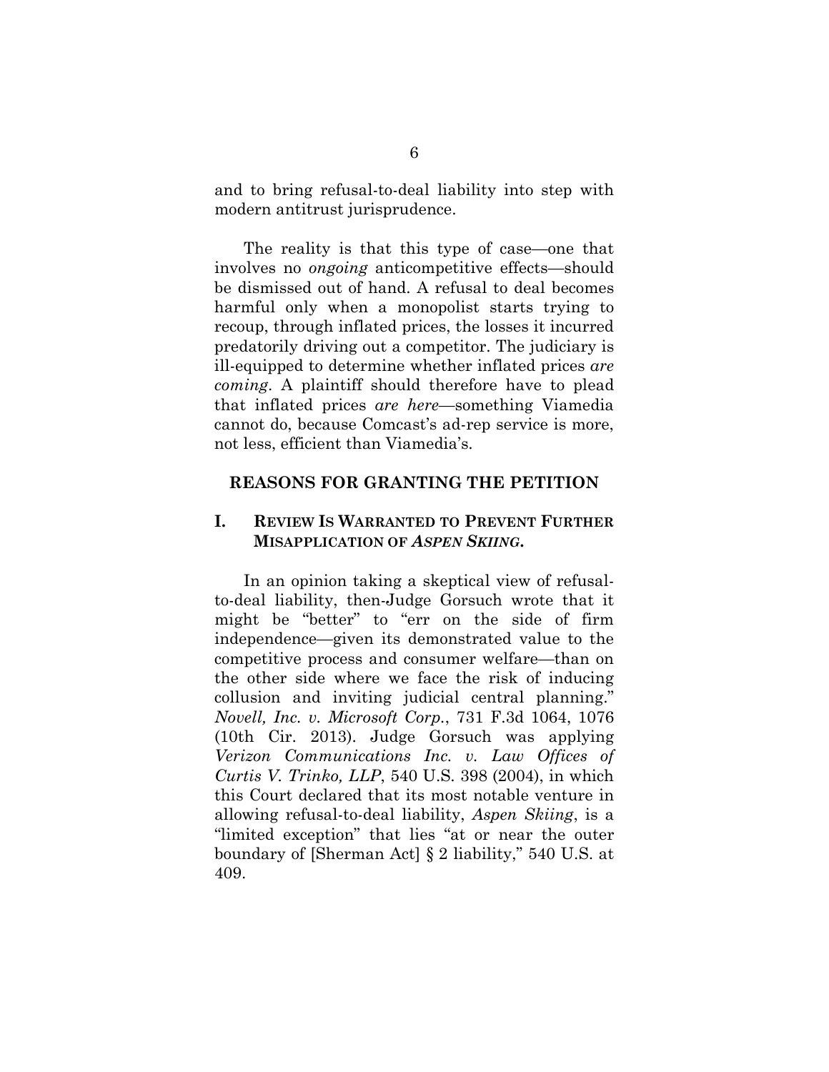and to bring refusal-to-deal liability into step with modern antitrust jurisprudence.

The reality is that this type of case—one that involves no *ongoing* anticompetitive effects—should be dismissed out of hand. A refusal to deal becomes harmful only when a monopolist starts trying to recoup, through inflated prices, the losses it incurred predatorily driving out a competitor. The judiciary is ill-equipped to determine whether inflated prices *are coming*. A plaintiff should therefore have to plead that inflated prices *are here*—something Viamedia cannot do, because Comcast's ad-rep service is more, not less, efficient than Viamedia's.

## REASONS FOR GRANTING THE PETITION

### I. REVIEW IS WARRANTED TO PREVENT FURTHER MISAPPLICATION OF *ASPEN SKIING*.

In an opinion taking a skeptical view of refusal-to-deal liability, then-Judge Gorsuch wrote that it might be "better" to "err on the side of firm independence—given its demonstrated value to the competitive process and consumer welfare—than on the other side where we face the risk of inducing collusion and inviting judicial central planning." *Novell, Inc. v. Microsoft Corp.*, 731 F.3d 1064, 1076 (10th Cir. 2013). Judge Gorsuch was applying *Verizon Communications Inc. v. Law Offices of Curtis V. Trinko, LLP*, 540 U.S. 398 (2004), in which this Court declared that its most notable venture in allowing refusal-to-deal liability, *Aspen Skiing*, is a "limited exception" that lies "at or near the outer boundary of [Sherman Act] § 2 liability," 540 U.S. at 409.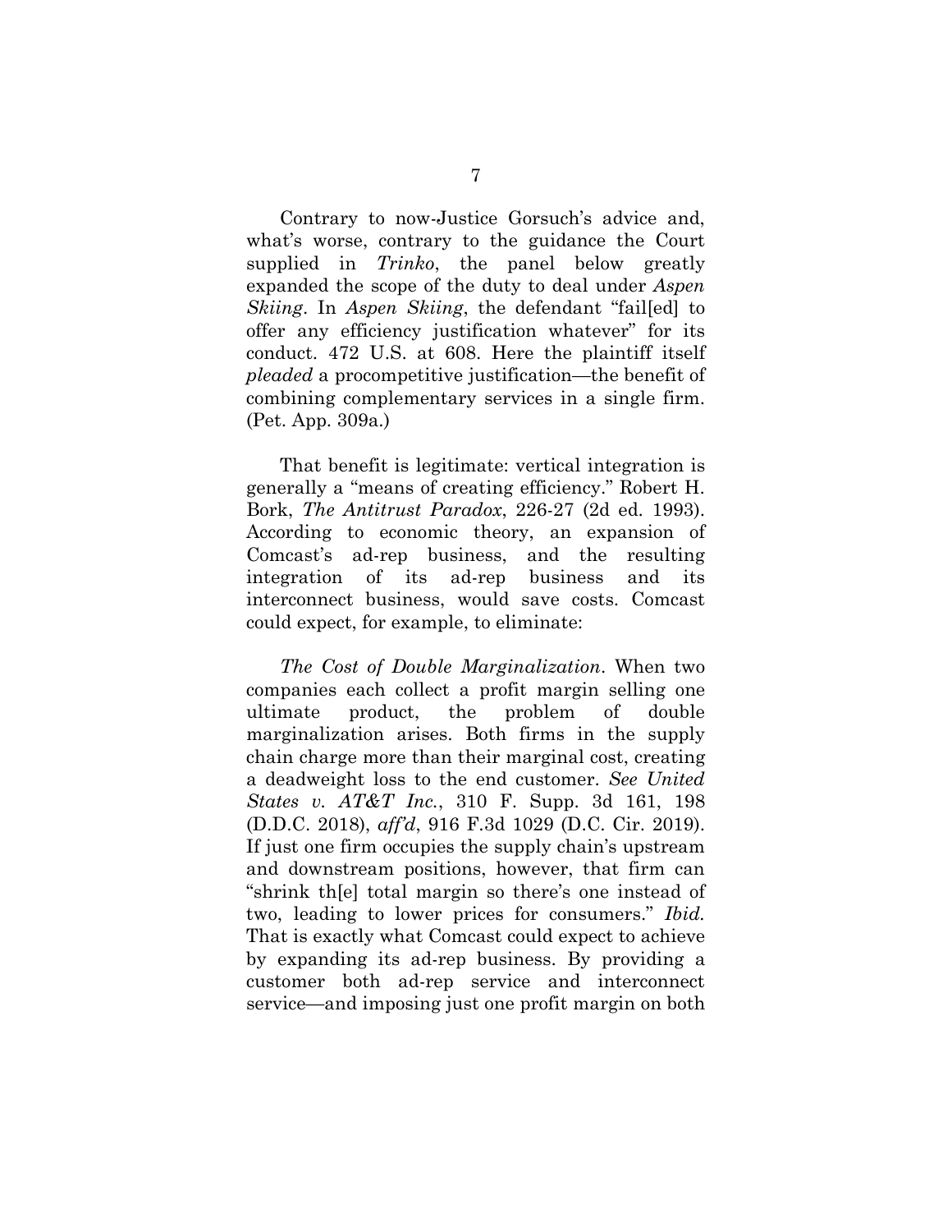Contrary to now-Justice Gorsuch's advice and, what's worse, contrary to the guidance the Court supplied in *Trinko*, the panel below greatly expanded the scope of the duty to deal under *Aspen Skiing*. In *Aspen Skiing*, the defendant "fail[ed] to offer any efficiency justification whatever" for its conduct. 472 U.S. at 608. Here the plaintiff itself *pleaded* a procompetitive justification—the benefit of combining complementary services in a single firm. (Pet. App. 309a.)

That benefit is legitimate: vertical integration is generally a "means of creating efficiency." Robert H. Bork, *The Antitrust Paradox*, 226-27 (2d ed. 1993). According to economic theory, an expansion of Comcast's ad-rep business, and the resulting integration of its ad-rep business and its interconnect business, would save costs. Comcast could expect, for example, to eliminate:

*The Cost of Double Marginalization*. When two companies each collect a profit margin selling one ultimate product, the problem of double marginalization arises. Both firms in the supply chain charge more than their marginal cost, creating a deadweight loss to the end customer. *See United States v. AT&T Inc.*, 310 F. Supp. 3d 161, 198 (D.D.C. 2018), *aff'd*, 916 F.3d 1029 (D.C. Cir. 2019). If just one firm occupies the supply chain's upstream and downstream positions, however, that firm can "shrink th[e] total margin so there's one instead of two, leading to lower prices for consumers." *Ibid.* That is exactly what Comcast could expect to achieve by expanding its ad-rep business. By providing a customer both ad-rep service and interconnect service—and imposing just one profit margin on both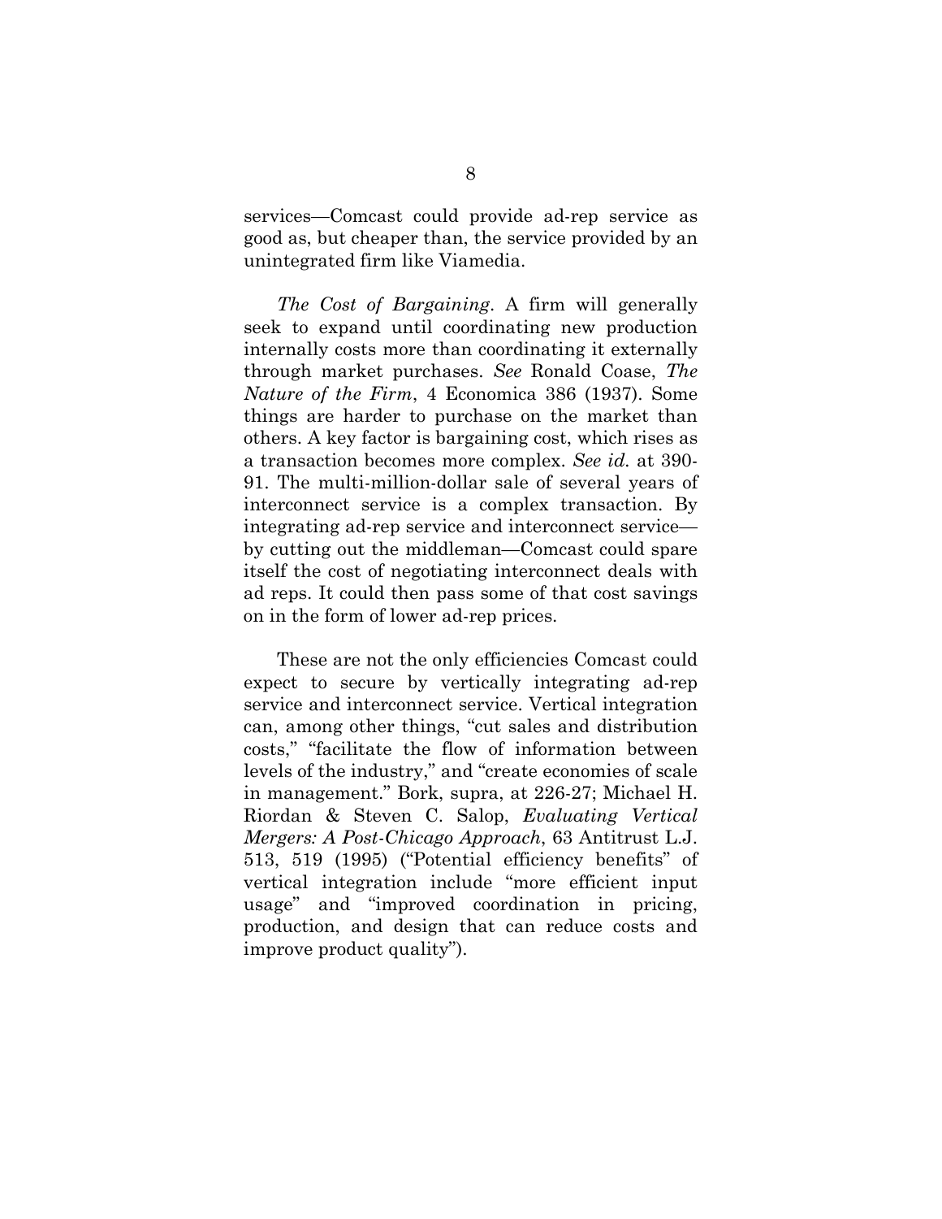services—Comcast could provide ad-rep service as good as, but cheaper than, the service provided by an unintegrated firm like Viamedia.

*The Cost of Bargaining*. A firm will generally seek to expand until coordinating new production internally costs more than coordinating it externally through market purchases. *See* Ronald Coase, *The Nature of the Firm*, 4 Economica 386 (1937). Some things are harder to purchase on the market than others. A key factor is bargaining cost, which rises as a transaction becomes more complex. *See id.* at 390-91. The multi-million-dollar sale of several years of interconnect service is a complex transaction. By integrating ad-rep service and interconnect service—by cutting out the middleman—Comcast could spare itself the cost of negotiating interconnect deals with ad reps. It could then pass some of that cost savings on in the form of lower ad-rep prices.

These are not the only efficiencies Comcast could expect to secure by vertically integrating ad-rep service and interconnect service. Vertical integration can, among other things, "cut sales and distribution costs," "facilitate the flow of information between levels of the industry," and "create economies of scale in management." Bork, supra, at 226-27; Michael H. Riordan & Steven C. Salop, *Evaluating Vertical Mergers: A Post-Chicago Approach*, 63 Antitrust L.J. 513, 519 (1995) ("Potential efficiency benefits" of vertical integration include "more efficient input usage" and "improved coordination in pricing, production, and design that can reduce costs and improve product quality").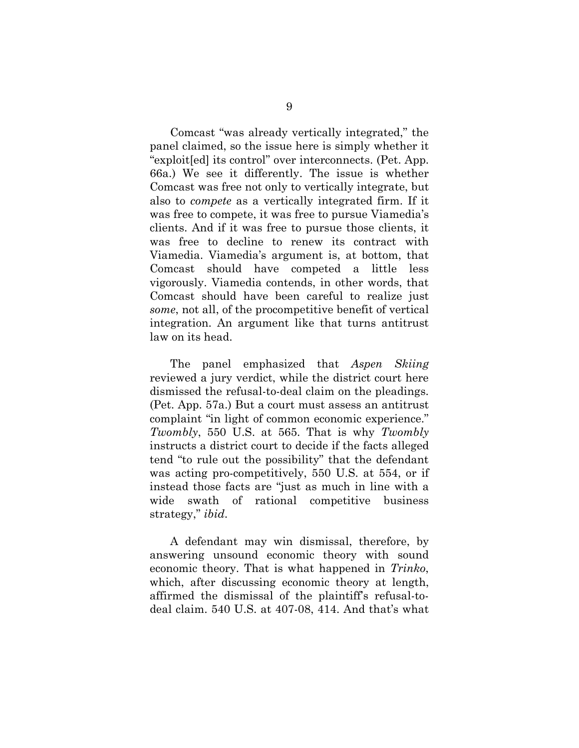Comcast "was already vertically integrated," the panel claimed, so the issue here is simply whether it "exploit[ed] its control" over interconnects. (Pet. App. 66a.) We see it differently. The issue is whether Comcast was free not only to vertically integrate, but also to *compete* as a vertically integrated firm. If it was free to compete, it was free to pursue Viamedia's clients. And if it was free to pursue those clients, it was free to decline to renew its contract with Viamedia. Viamedia's argument is, at bottom, that Comcast should have competed a little less vigorously. Viamedia contends, in other words, that Comcast should have been careful to realize just *some*, not all, of the procompetitive benefit of vertical integration. An argument like that turns antitrust law on its head.

The panel emphasized that *Aspen Skiing* reviewed a jury verdict, while the district court here dismissed the refusal-to-deal claim on the pleadings. (Pet. App. 57a.) But a court must assess an antitrust complaint "in light of common economic experience." *Twombly*, 550 U.S. at 565. That is why *Twombly* instructs a district court to decide if the facts alleged tend "to rule out the possibility" that the defendant was acting pro-competitively, 550 U.S. at 554, or if instead those facts are "just as much in line with a wide swath of rational competitive business strategy," *ibid*.

A defendant may win dismissal, therefore, by answering unsound economic theory with sound economic theory. That is what happened in *Trinko*, which, after discussing economic theory at length, affirmed the dismissal of the plaintiff's refusal-to-deal claim. 540 U.S. at 407-08, 414. And that's what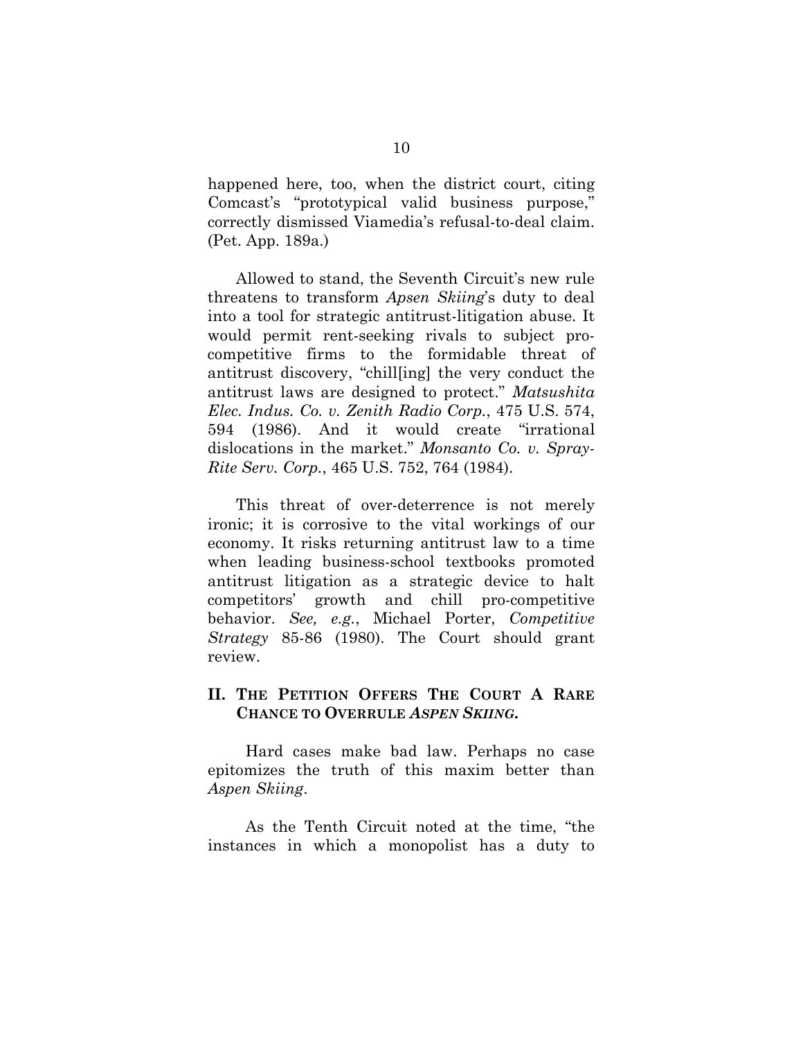happened here, too, when the district court, citing Comcast's "prototypical valid business purpose," correctly dismissed Viamedia's refusal-to-deal claim. (Pet. App. 189a.)

Allowed to stand, the Seventh Circuit's new rule threatens to transform *Apsen Skiing*'s duty to deal into a tool for strategic antitrust-litigation abuse. It would permit rent-seeking rivals to subject pro-competitive firms to the formidable threat of antitrust discovery, "chill[ing] the very conduct the antitrust laws are designed to protect." *Matsushita Elec. Indus. Co. v. Zenith Radio Corp.*, 475 U.S. 574, 594 (1986). And it would create "irrational dislocations in the market." *Monsanto Co. v. Spray-Rite Serv. Corp.*, 465 U.S. 752, 764 (1984).

This threat of over-deterrence is not merely ironic; it is corrosive to the vital workings of our economy. It risks returning antitrust law to a time when leading business-school textbooks promoted antitrust litigation as a strategic device to halt competitors' growth and chill pro-competitive behavior. *See, e.g.*, Michael Porter, *Competitive Strategy* 85-86 (1980). The Court should grant review.

## II. The Petition Offers The Court A Rare Chance to Overrule *Aspen Skiing*.

Hard cases make bad law. Perhaps no case epitomizes the truth of this maxim better than *Aspen Skiing*.

As the Tenth Circuit noted at the time, "the instances in which a monopolist has a duty to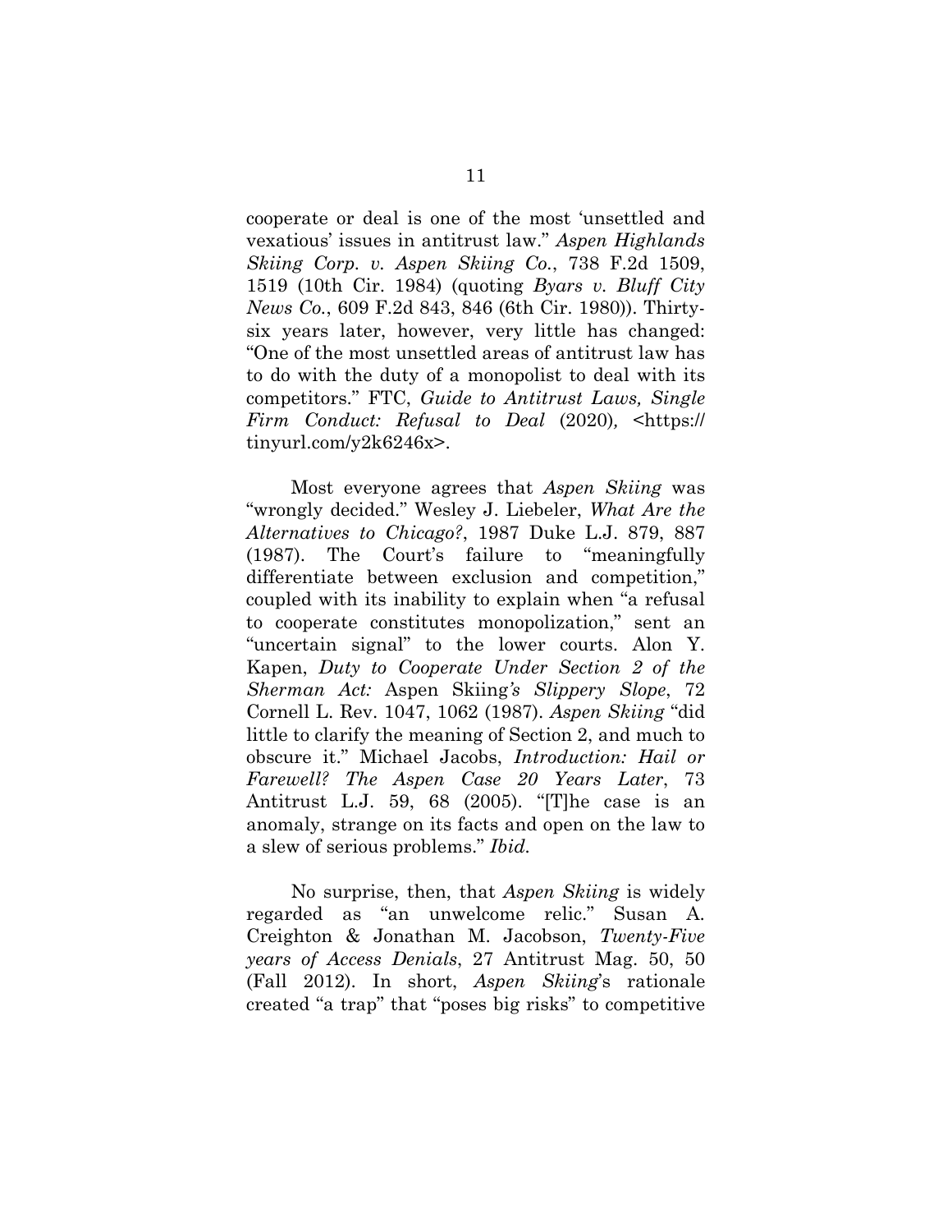cooperate or deal is one of the most 'unsettled and vexatious' issues in antitrust law." *Aspen Highlands Skiing Corp. v. Aspen Skiing Co.*, 738 F.2d 1509, 1519 (10th Cir. 1984) (quoting *Byars v. Bluff City News Co.*, 609 F.2d 843, 846 (6th Cir. 1980)). Thirty-six years later, however, very little has changed: "One of the most unsettled areas of antitrust law has to do with the duty of a monopolist to deal with its competitors." FTC, *Guide to Antitrust Laws, Single Firm Conduct: Refusal to Deal* (2020), <https://tinyurl.com/y2k6246x>.

Most everyone agrees that *Aspen Skiing* was "wrongly decided." Wesley J. Liebeler, *What Are the Alternatives to Chicago?*, 1987 Duke L.J. 879, 887 (1987). The Court's failure to "meaningfully differentiate between exclusion and competition," coupled with its inability to explain when "a refusal to cooperate constitutes monopolization," sent an "uncertain signal" to the lower courts. Alon Y. Kapen, *Duty to Cooperate Under Section 2 of the Sherman Act:* Aspen Skiing*'s Slippery Slope*, 72 Cornell L. Rev. 1047, 1062 (1987). *Aspen Skiing* "did little to clarify the meaning of Section 2, and much to obscure it." Michael Jacobs, *Introduction: Hail or Farewell? The Aspen Case 20 Years Later*, 73 Antitrust L.J. 59, 68 (2005). "[T]he case is an anomaly, strange on its facts and open on the law to a slew of serious problems." *Ibid.*

No surprise, then, that *Aspen Skiing* is widely regarded as "an unwelcome relic." Susan A. Creighton & Jonathan M. Jacobson, *Twenty-Five years of Access Denials*, 27 Antitrust Mag. 50, 50 (Fall 2012). In short, *Aspen Skiing*'s rationale created "a trap" that "poses big risks" to competitive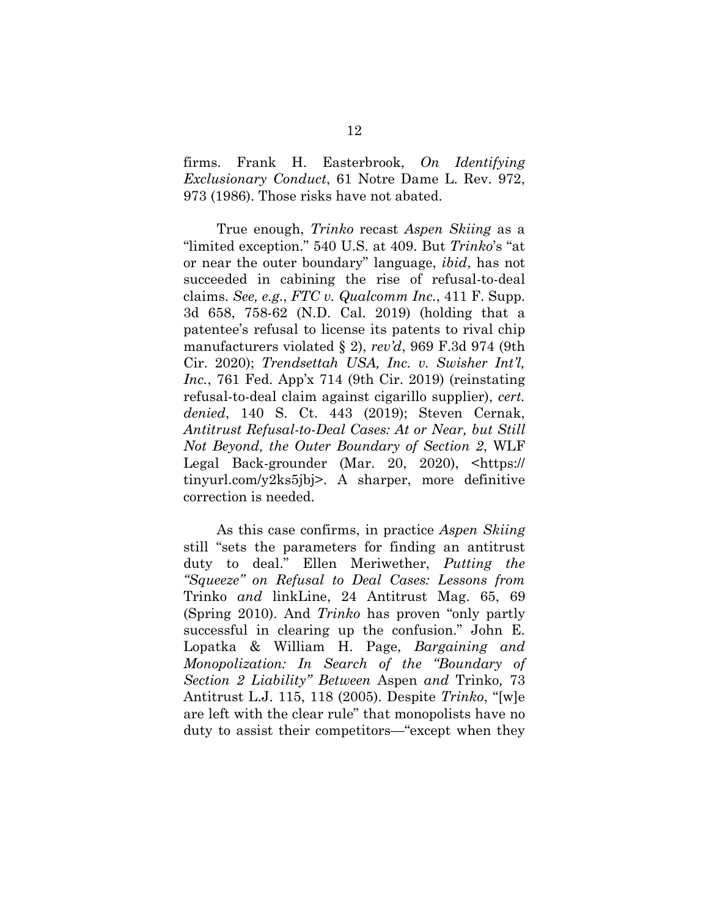firms. Frank H. Easterbrook, *On Identifying Exclusionary Conduct*, 61 Notre Dame L. Rev. 972, 973 (1986). Those risks have not abated.

True enough, *Trinko* recast *Aspen Skiing* as a "limited exception." 540 U.S. at 409. But *Trinko*'s "at or near the outer boundary" language, *ibid*, has not succeeded in cabining the rise of refusal-to-deal claims. *See, e.g.*, *FTC v. Qualcomm Inc.*, 411 F. Supp. 3d 658, 758-62 (N.D. Cal. 2019) (holding that a patentee's refusal to license its patents to rival chip manufacturers violated § 2), *rev'd*, 969 F.3d 974 (9th Cir. 2020); *Trendsettah USA, Inc. v. Swisher Int'l, Inc.*, 761 Fed. App'x 714 (9th Cir. 2019) (reinstating refusal-to-deal claim against cigarillo supplier), *cert. denied*, 140 S. Ct. 443 (2019); Steven Cernak, *Antitrust Refusal-to-Deal Cases: At or Near, but Still Not Beyond, the Outer Boundary of Section 2*, WLF Legal Back-grounder (Mar. 20, 2020), <https://tinyurl.com/y2ks5jbj>. A sharper, more definitive correction is needed.

As this case confirms, in practice *Aspen Skiing* still "sets the parameters for finding an antitrust duty to deal." Ellen Meriwether, *Putting the "Squeeze" on Refusal to Deal Cases: Lessons from* Trinko *and* linkLine, 24 Antitrust Mag. 65, 69 (Spring 2010). And *Trinko* has proven "only partly successful in clearing up the confusion." John E. Lopatka & William H. Page, *Bargaining and Monopolization: In Search of the "Boundary of Section 2 Liability" Between* Aspen *and* Trinko*,* 73 Antitrust L.J. 115, 118 (2005). Despite *Trinko*, "[w]e are left with the clear rule" that monopolists have no duty to assist their competitors—"except when they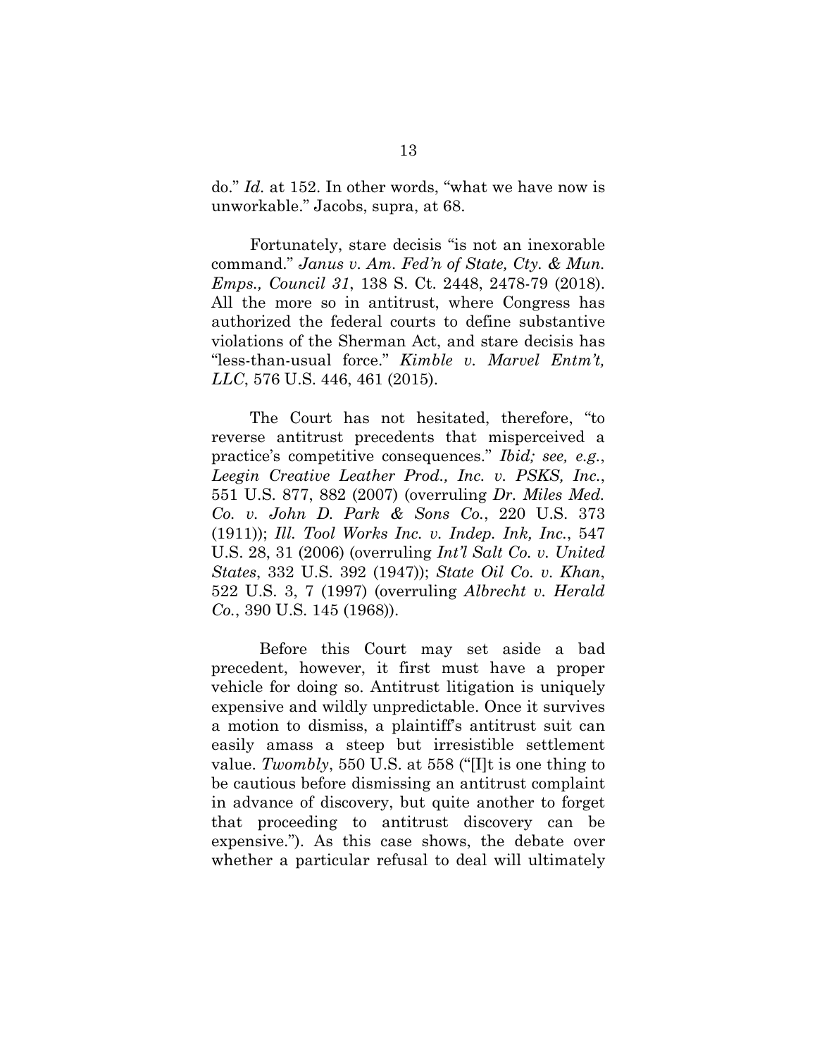do." *Id.* at 152. In other words, "what we have now is unworkable." Jacobs, supra, at 68.

Fortunately, stare decisis "is not an inexorable command." *Janus v. Am. Fed'n of State, Cty. & Mun. Emps., Council 31*, 138 S. Ct. 2448, 2478-79 (2018). All the more so in antitrust, where Congress has authorized the federal courts to define substantive violations of the Sherman Act, and stare decisis has "less-than-usual force." *Kimble v. Marvel Entm't, LLC*, 576 U.S. 446, 461 (2015).

The Court has not hesitated, therefore, "to reverse antitrust precedents that misperceived a practice's competitive consequences." *Ibid; see, e.g.*, *Leegin Creative Leather Prod., Inc. v. PSKS, Inc.*, 551 U.S. 877, 882 (2007) (overruling *Dr. Miles Med. Co. v. John D. Park & Sons Co.*, 220 U.S. 373 (1911)); *Ill. Tool Works Inc. v. Indep. Ink, Inc.*, 547 U.S. 28, 31 (2006) (overruling *Int'l Salt Co. v. United States*, 332 U.S. 392 (1947)); *State Oil Co. v. Khan*, 522 U.S. 3, 7 (1997) (overruling *Albrecht v. Herald Co.*, 390 U.S. 145 (1968)).

Before this Court may set aside a bad precedent, however, it first must have a proper vehicle for doing so. Antitrust litigation is uniquely expensive and wildly unpredictable. Once it survives a motion to dismiss, a plaintiff's antitrust suit can easily amass a steep but irresistible settlement value. *Twombly*, 550 U.S. at 558 ("[I]t is one thing to be cautious before dismissing an antitrust complaint in advance of discovery, but quite another to forget that proceeding to antitrust discovery can be expensive."). As this case shows, the debate over whether a particular refusal to deal will ultimately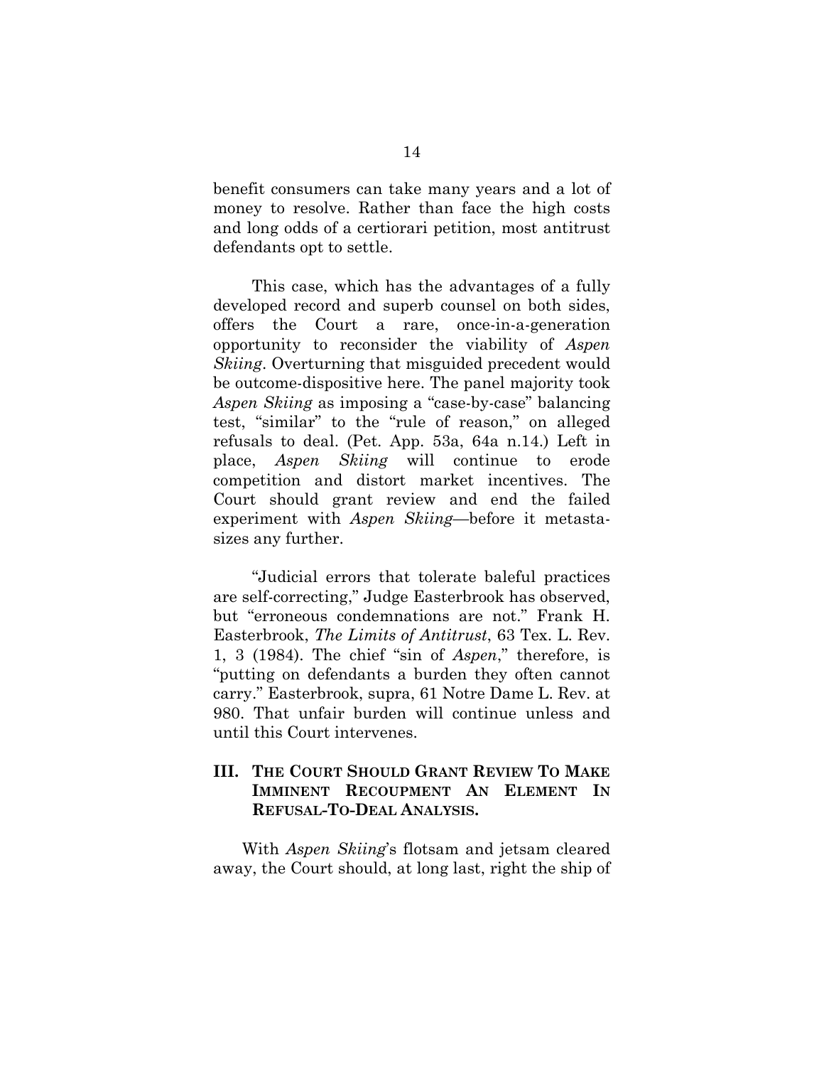benefit consumers can take many years and a lot of money to resolve. Rather than face the high costs and long odds of a certiorari petition, most antitrust defendants opt to settle.

This case, which has the advantages of a fully developed record and superb counsel on both sides, offers the Court a rare, once-in-a-generation opportunity to reconsider the viability of *Aspen Skiing*. Overturning that misguided precedent would be outcome-dispositive here. The panel majority took *Aspen Skiing* as imposing a "case-by-case" balancing test, "similar" to the "rule of reason," on alleged refusals to deal. (Pet. App. 53a, 64a n.14.) Left in place, *Aspen Skiing* will continue to erode competition and distort market incentives. The Court should grant review and end the failed experiment with *Aspen Skiing*—before it metastasizes any further.

"Judicial errors that tolerate baleful practices are self-correcting," Judge Easterbrook has observed, but "erroneous condemnations are not." Frank H. Easterbrook, *The Limits of Antitrust*, 63 Tex. L. Rev. 1, 3 (1984). The chief "sin of *Aspen*," therefore, is "putting on defendants a burden they often cannot carry." Easterbrook, supra, 61 Notre Dame L. Rev. at 980. That unfair burden will continue unless and until this Court intervenes.

## III. THE COURT SHOULD GRANT REVIEW TO MAKE IMMINENT RECOUPMENT AN ELEMENT IN REFUSAL-TO-DEAL ANALYSIS.

With *Aspen Skiing*'s flotsam and jetsam cleared away, the Court should, at long last, right the ship of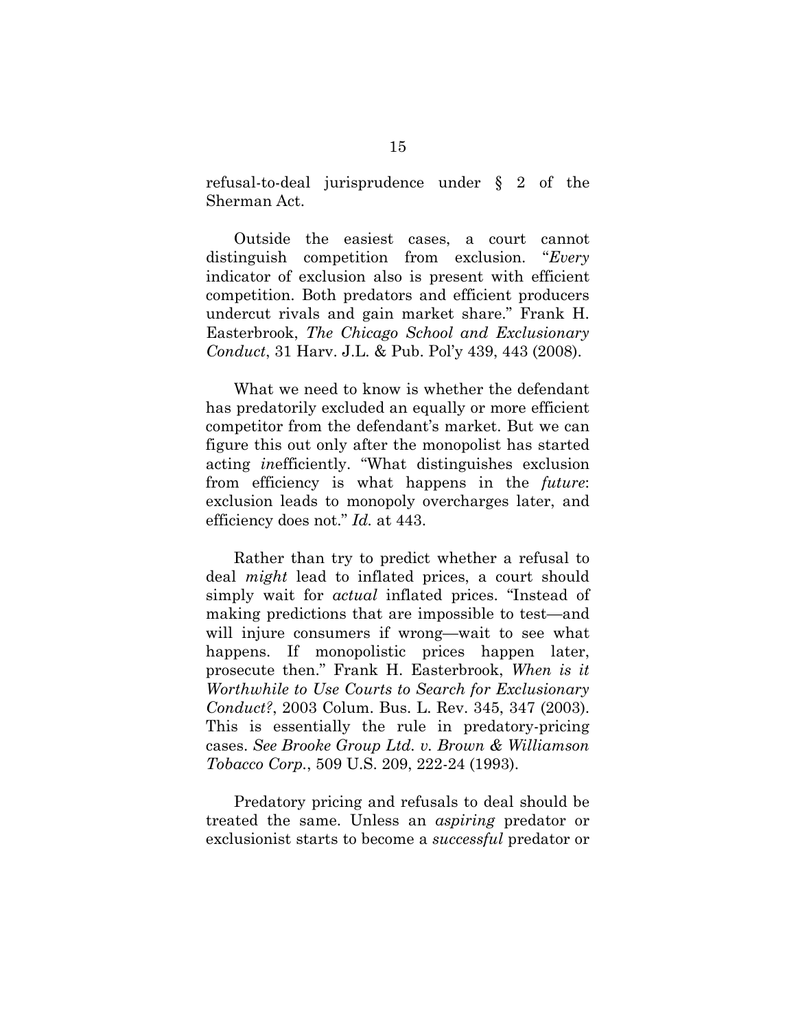refusal-to-deal jurisprudence under § 2 of the Sherman Act.

Outside the easiest cases, a court cannot distinguish competition from exclusion. "*Every* indicator of exclusion also is present with efficient competition. Both predators and efficient producers undercut rivals and gain market share." Frank H. Easterbrook, *The Chicago School and Exclusionary Conduct*, 31 Harv. J.L. & Pub. Pol'y 439, 443 (2008).

What we need to know is whether the defendant has predatorily excluded an equally or more efficient competitor from the defendant's market. But we can figure this out only after the monopolist has started acting *in*efficiently. "What distinguishes exclusion from efficiency is what happens in the *future*: exclusion leads to monopoly overcharges later, and efficiency does not." *Id.* at 443.

Rather than try to predict whether a refusal to deal *might* lead to inflated prices, a court should simply wait for *actual* inflated prices. "Instead of making predictions that are impossible to test—and will injure consumers if wrong—wait to see what happens. If monopolistic prices happen later, prosecute then." Frank H. Easterbrook, *When is it Worthwhile to Use Courts to Search for Exclusionary Conduct?*, 2003 Colum. Bus. L. Rev. 345, 347 (2003). This is essentially the rule in predatory-pricing cases. *See Brooke Group Ltd. v. Brown & Williamson Tobacco Corp.*, 509 U.S. 209, 222-24 (1993).

Predatory pricing and refusals to deal should be treated the same. Unless an *aspiring* predator or exclusionist starts to become a *successful* predator or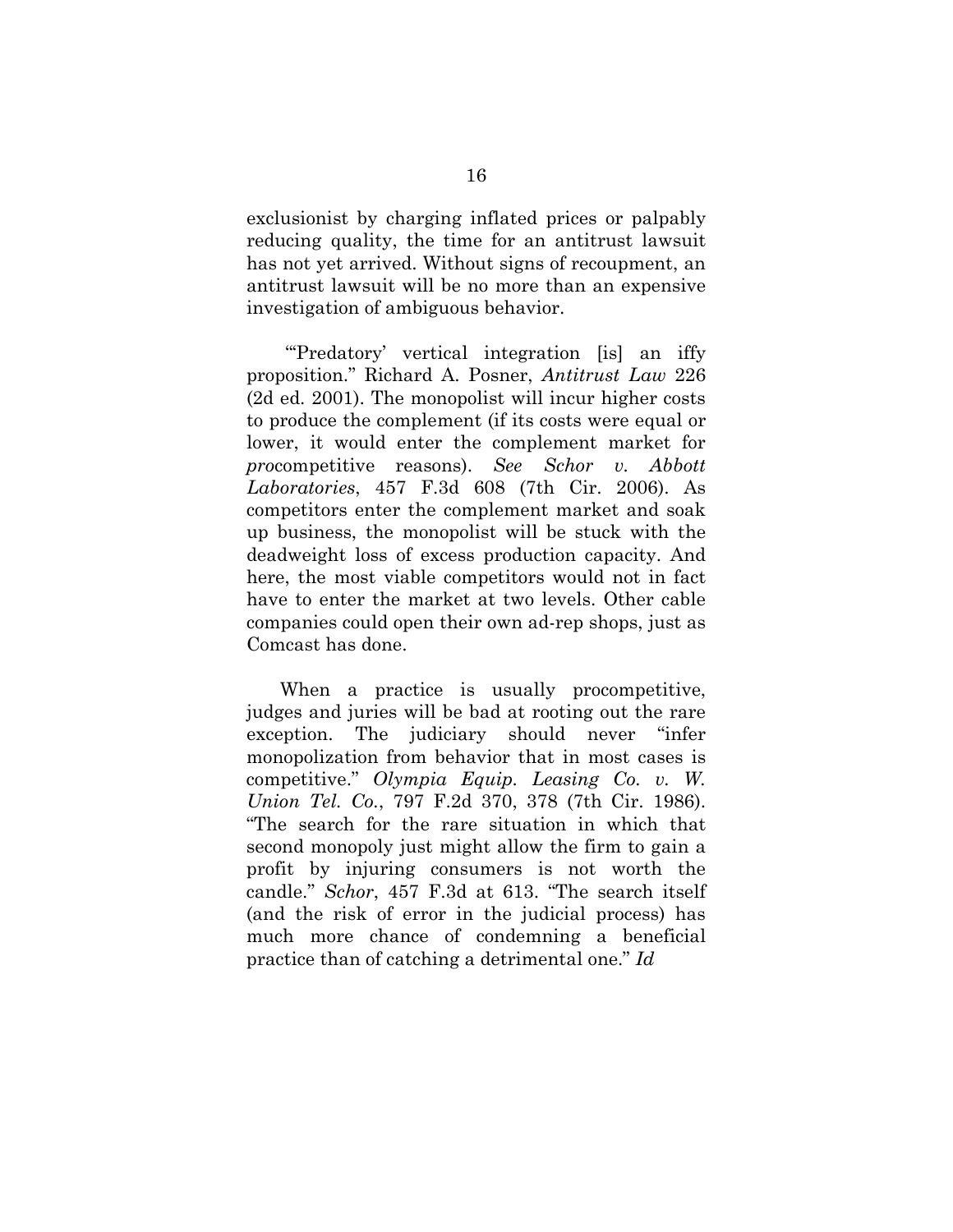exclusionist by charging inflated prices or palpably reducing quality, the time for an antitrust lawsuit has not yet arrived. Without signs of recoupment, an antitrust lawsuit will be no more than an expensive investigation of ambiguous behavior.

"'Predatory' vertical integration [is] an iffy proposition." Richard A. Posner, *Antitrust Law* 226 (2d ed. 2001). The monopolist will incur higher costs to produce the complement (if its costs were equal or lower, it would enter the complement market for *pro*competitive reasons). *See Schor v. Abbott Laboratories*, 457 F.3d 608 (7th Cir. 2006). As competitors enter the complement market and soak up business, the monopolist will be stuck with the deadweight loss of excess production capacity. And here, the most viable competitors would not in fact have to enter the market at two levels. Other cable companies could open their own ad-rep shops, just as Comcast has done.

When a practice is usually procompetitive, judges and juries will be bad at rooting out the rare exception. The judiciary should never "infer monopolization from behavior that in most cases is competitive." *Olympia Equip. Leasing Co. v. W. Union Tel. Co.*, 797 F.2d 370, 378 (7th Cir. 1986). "The search for the rare situation in which that second monopoly just might allow the firm to gain a profit by injuring consumers is not worth the candle." *Schor*, 457 F.3d at 613. "The search itself (and the risk of error in the judicial process) has much more chance of condemning a beneficial practice than of catching a detrimental one." *Id*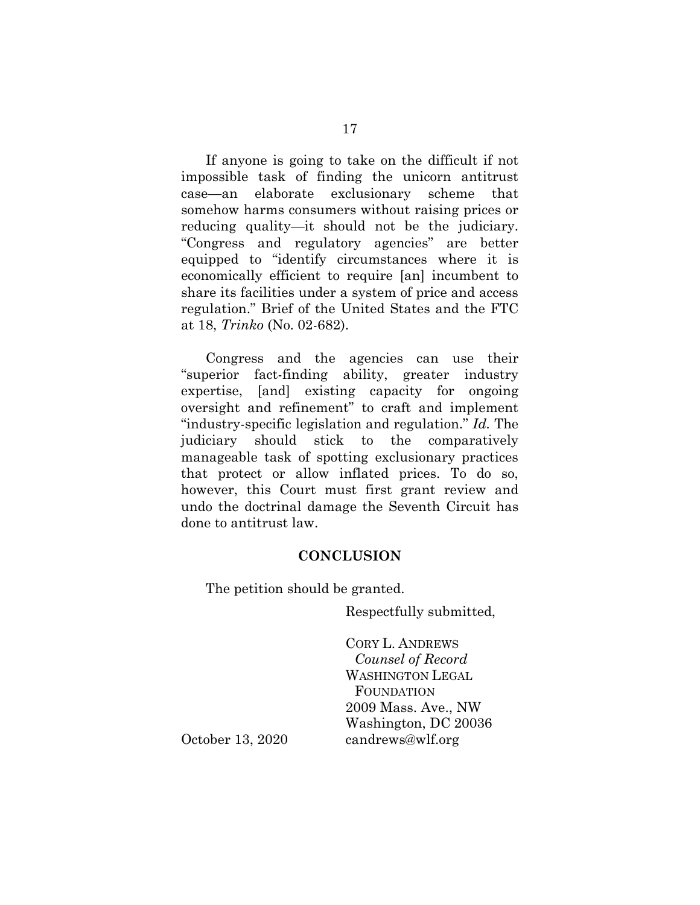If anyone is going to take on the difficult if not impossible task of finding the unicorn antitrust case—an elaborate exclusionary scheme that somehow harms consumers without raising prices or reducing quality—it should not be the judiciary. "Congress and regulatory agencies" are better equipped to "identify circumstances where it is economically efficient to require [an] incumbent to share its facilities under a system of price and access regulation." Brief of the United States and the FTC at 18, *Trinko* (No. 02-682).

Congress and the agencies can use their "superior fact-finding ability, greater industry expertise, [and] existing capacity for ongoing oversight and refinement" to craft and implement "industry-specific legislation and regulation." *Id.* The judiciary should stick to the comparatively manageable task of spotting exclusionary practices that protect or allow inflated prices. To do so, however, this Court must first grant review and undo the doctrinal damage the Seventh Circuit has done to antitrust law.

## CONCLUSION

The petition should be granted.

Respectfully submitted,

CORY L. ANDREWS
*Counsel of Record*
WASHINGTON LEGAL FOUNDATION
2009 Mass. Ave., NW
Washington, DC 20036
candrews@wlf.org

October 13, 2020